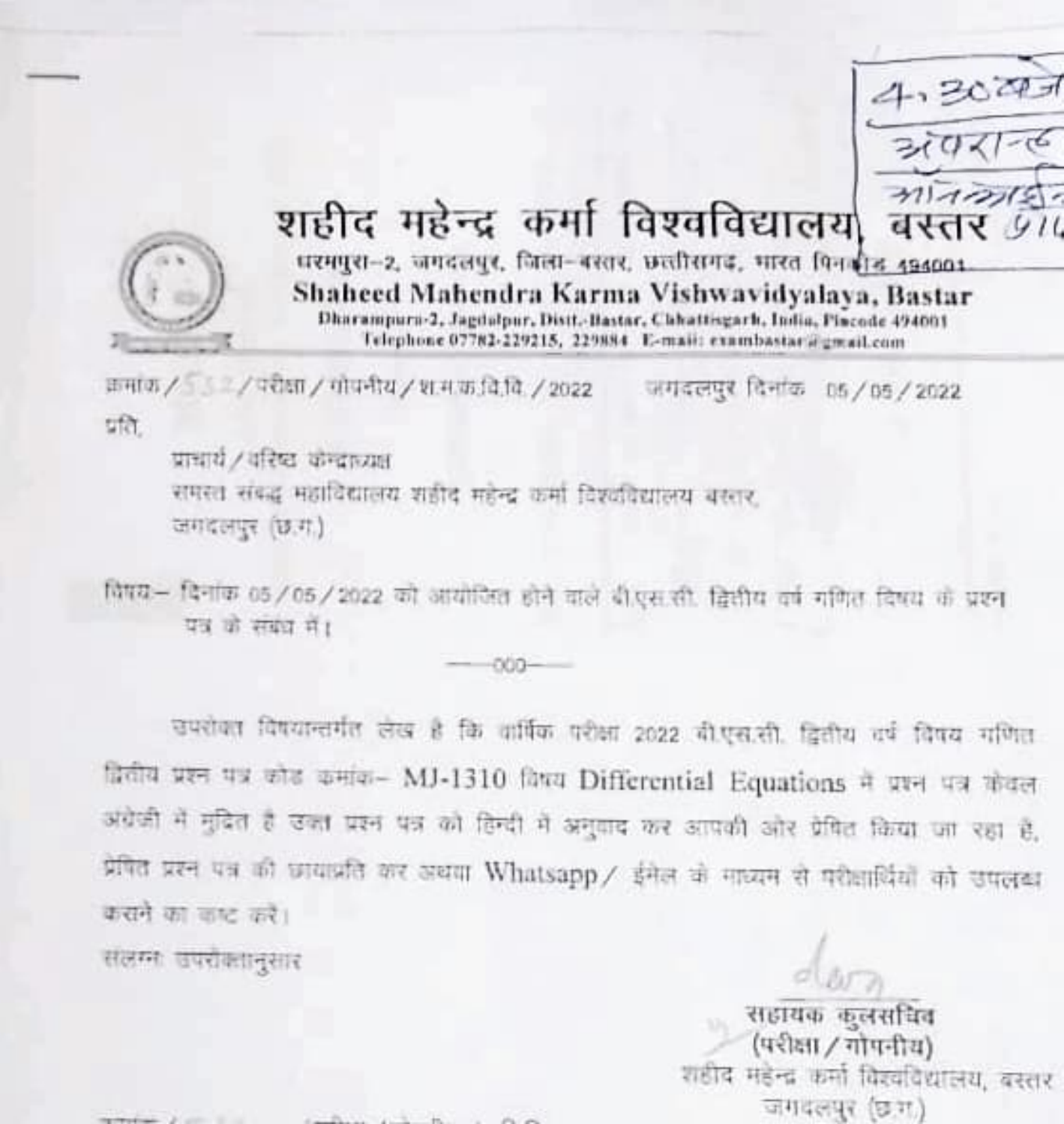4.30 बजे
अपरान्ह
ऑनलाईन 9/1...

# शहीद महेन्द्र कर्मा विश्वविद्यालय, बस्तर

धरमपुरा–2, जगदलपुर, जिला–बस्तर, छत्तीसगढ़, भारत पिनकोड 494001

## Shaheed Mahendra Karma Vishwavidyalaya, Bastar

Dharampura-2, Jagdalpur, Distt.-Bastar, Chhattisgarh, India, Pincode 494001
Telephone 07782-229215, 229884 E-mail: exambastar@gmail.com

क्रमांक/552/परीक्षा/गोपनीय/श.म.क.वि.वि./2022 जगदलपुर दिनांक 05/05/2022

प्रति,

प्राचार्य/वरिष्ठ केन्द्राध्यक्ष
समस्त संबद्ध महाविद्यालय शहीद महेन्द्र कर्मा विश्वविद्यालय बस्तर,
जगदलपुर (छ.ग.)

विषय– दिनांक 05/05/2022 को आयोजित होने वाले बी.एस.सी. द्वितीय वर्ष गणित विषय के प्रश्न पत्र के संबंध में।

—000—

उपरोक्त विषयान्तर्गत लेख है कि वार्षिक परीक्षा 2022 बी.एस.सी. द्वितीय वर्ष विषय गणित द्वितीय प्रश्न पत्र कोड क्रमांक– MJ-1310 विषय Differential Equations में प्रश्न पत्र केवल अंग्रेजी में मुद्रित है उक्त प्रश्न पत्र को हिन्दी में अनुवाद कर आपकी ओर प्रेषित किया जा रहा है, प्रेषित प्रश्न पत्र की छायाप्रति कर अथवा Whatsapp/ ईमेल के माध्यम से परीक्षार्थियों को उपलब्ध कराने का कष्ट करें।

संलग्न: उपरोक्तानुसार

सहायक कुलसचिव
(परीक्षा/गोपनीय)
शहीद महेन्द्र कर्मा विश्वविद्यालय, बस्तर
जगदलपुर (छ.ग.)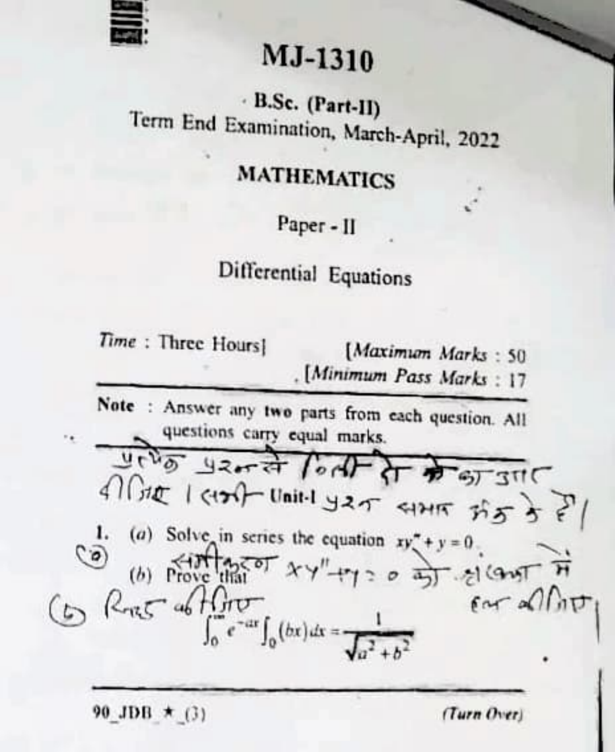# MJ-1310

**B.Sc. (Part-II)**

**Term End Examination, March-April, 2022**

## MATHEMATICS

**Paper - II**

**Differential Equations**

*Time* : Three Hours] [*Maximum Marks* : 50

[*Minimum Pass Marks* : 17

---

**Note** : Answer any **two** parts from each question. All questions carry equal marks.

प्रत्येक प्रश्न से किसी दो का उत्तर दीजिए। सभी प्रश्न समान अंक के हैं।

### Unit-I

1. (*a*) Solve in series the equation $xy'' + y = 0$.

   श्रेणी रूप में $xy'' + y = 0$ को हल कीजिए।

   (*b*) Prove that

   सिद्ध कीजिए

$$\int_0^{\infty} e^{-ax} J_0(bx)\,dx = \frac{1}{\sqrt{a^2+b^2}}$$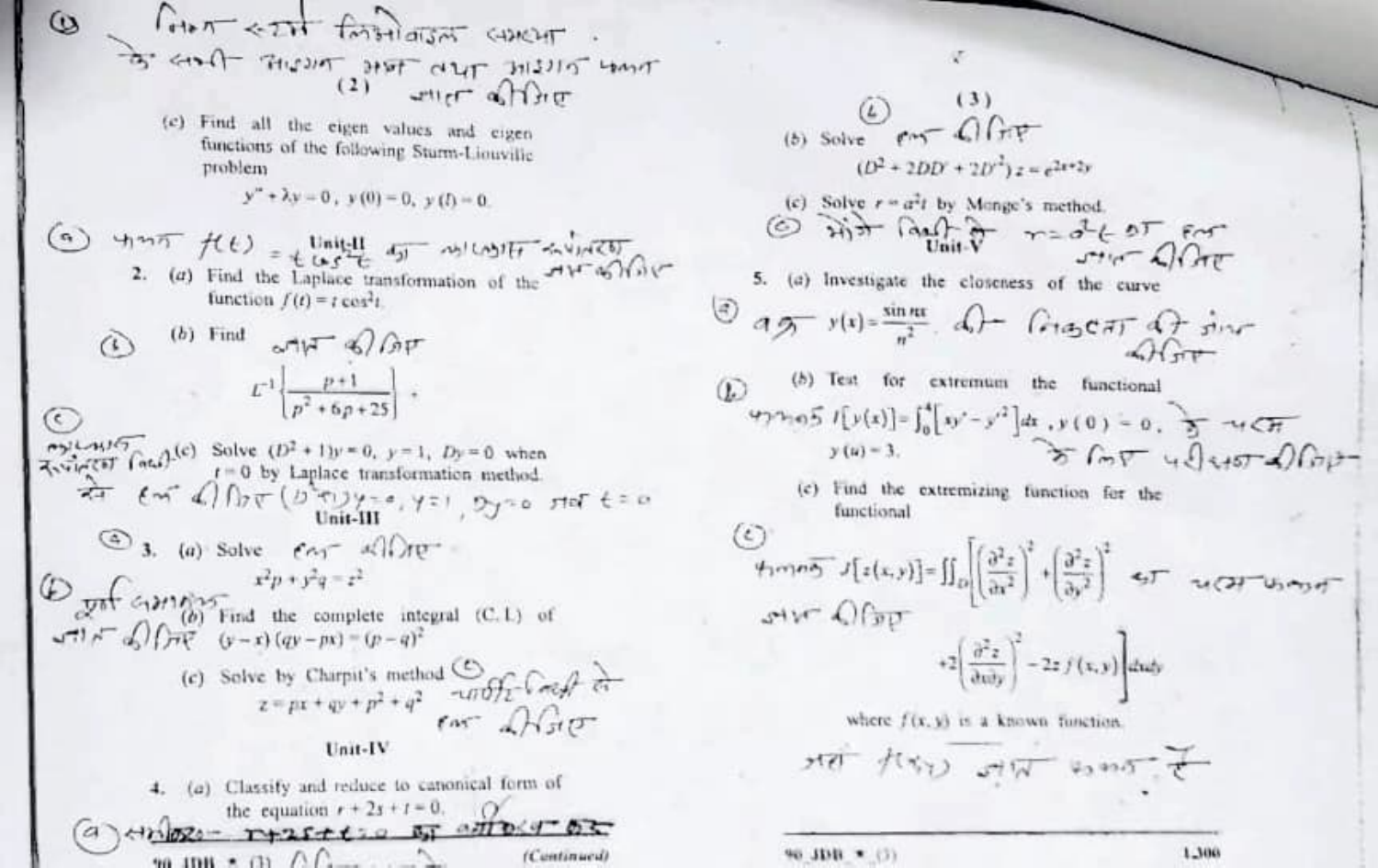(c) Find all the eigen values and eigen functions of the following Sturm-Liouville problem

$$y'' + \lambda y = 0,\ y(0) = 0,\ y(l) = 0.$$

## Unit-II

2. (a) Find the Laplace transformation of the function $f(t) = t\cos^2 t$.

(b) Find

$$L^{-1}\left[\frac{p+1}{p^2+6p+25}\right].$$

(c) Solve $(D^2+1)y = 0$, $y = 1$, $Dy = 0$ when $t = 0$ by Laplace transformation method.

## Unit-III

3. (a) Solve

$$x^2p + y^2q = z^2$$

(b) Find the complete integral (C. I.) of $(y-x)(qy-px) = (p-q)^2$

(c) Solve by Charpit's method

$$z = px + qy + p^2 + q^2$$

## Unit-IV

4. (a) Classify and reduce to canonical form of the equation $r + 2s + t = 0$.

(b) Solve

$$(D^2 + 2DD' + 2D'^2)z = e^{2x+2y}$$

(c) Solve $r = a^2 t$ by Monge's method.

## Unit-V

5. (a) Investigate the closeness of the curve $y(x) = \frac{\sin nx}{n^2}$.

(b) Test for extremum the functional $I[y(x)] = \int_0^4 [xy' - y'^2]\,dx$, $y(0) = 0$, $y(4) = 3$.

(c) Find the extremizing function for the functional

$$J[z(x,y)] = \iint_D \left[\left(\frac{\partial^2 z}{\partial x^2}\right)^2 + \left(\frac{\partial^2 z}{\partial y^2}\right)^2 + 2\left(\frac{\partial^2 z}{\partial x \partial y}\right)^2 - 2z\,f(x,y)\right]dx\,dy$$

where $f(x, y)$ is a known function.